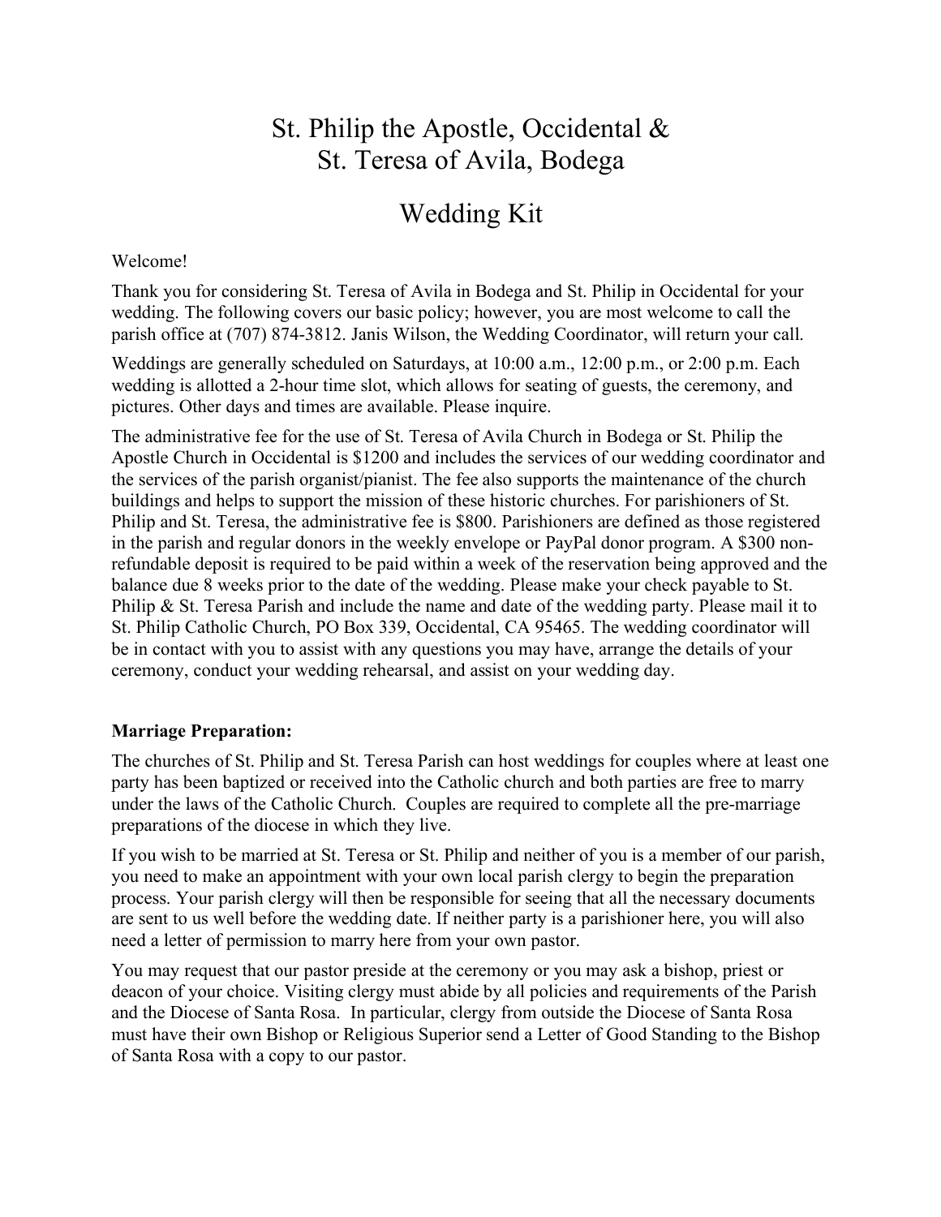# St. Philip the Apostle, Occidental & St. Teresa of Avila, Bodega

# Wedding Kit

Welcome!

Thank you for considering St. Teresa of Avila in Bodega and St. Philip in Occidental for your wedding. The following covers our basic policy; however, you are most welcome to call the parish office at (707) 874-3812. Janis Wilson, the Wedding Coordinator, will return your call.

Weddings are generally scheduled on Saturdays, at 10:00 a.m., 12:00 p.m., or 2:00 p.m. Each wedding is allotted a 2-hour time slot, which allows for seating of guests, the ceremony, and pictures. Other days and times are available. Please inquire.

The administrative fee for the use of St. Teresa of Avila Church in Bodega or St. Philip the Apostle Church in Occidental is $1200 and includes the services of our wedding coordinator and the services of the parish organist/pianist. The fee also supports the maintenance of the church buildings and helps to support the mission of these historic churches. For parishioners of St. Philip and St. Teresa, the administrative fee is $800. Parishioners are defined as those registered in the parish and regular donors in the weekly envelope or PayPal donor program. A $300 non-refundable deposit is required to be paid within a week of the reservation being approved and the balance due 8 weeks prior to the date of the wedding. Please make your check payable to St. Philip & St. Teresa Parish and include the name and date of the wedding party. Please mail it to St. Philip Catholic Church, PO Box 339, Occidental, CA 95465. The wedding coordinator will be in contact with you to assist with any questions you may have, arrange the details of your ceremony, conduct your wedding rehearsal, and assist on your wedding day.

**Marriage Preparation:**

The churches of St. Philip and St. Teresa Parish can host weddings for couples where at least one party has been baptized or received into the Catholic church and both parties are free to marry under the laws of the Catholic Church. Couples are required to complete all the pre-marriage preparations of the diocese in which they live.

If you wish to be married at St. Teresa or St. Philip and neither of you is a member of our parish, you need to make an appointment with your own local parish clergy to begin the preparation process. Your parish clergy will then be responsible for seeing that all the necessary documents are sent to us well before the wedding date. If neither party is a parishioner here, you will also need a letter of permission to marry here from your own pastor.

You may request that our pastor preside at the ceremony or you may ask a bishop, priest or deacon of your choice. Visiting clergy must abide by all policies and requirements of the Parish and the Diocese of Santa Rosa. In particular, clergy from outside the Diocese of Santa Rosa must have their own Bishop or Religious Superior send a Letter of Good Standing to the Bishop of Santa Rosa with a copy to our pastor.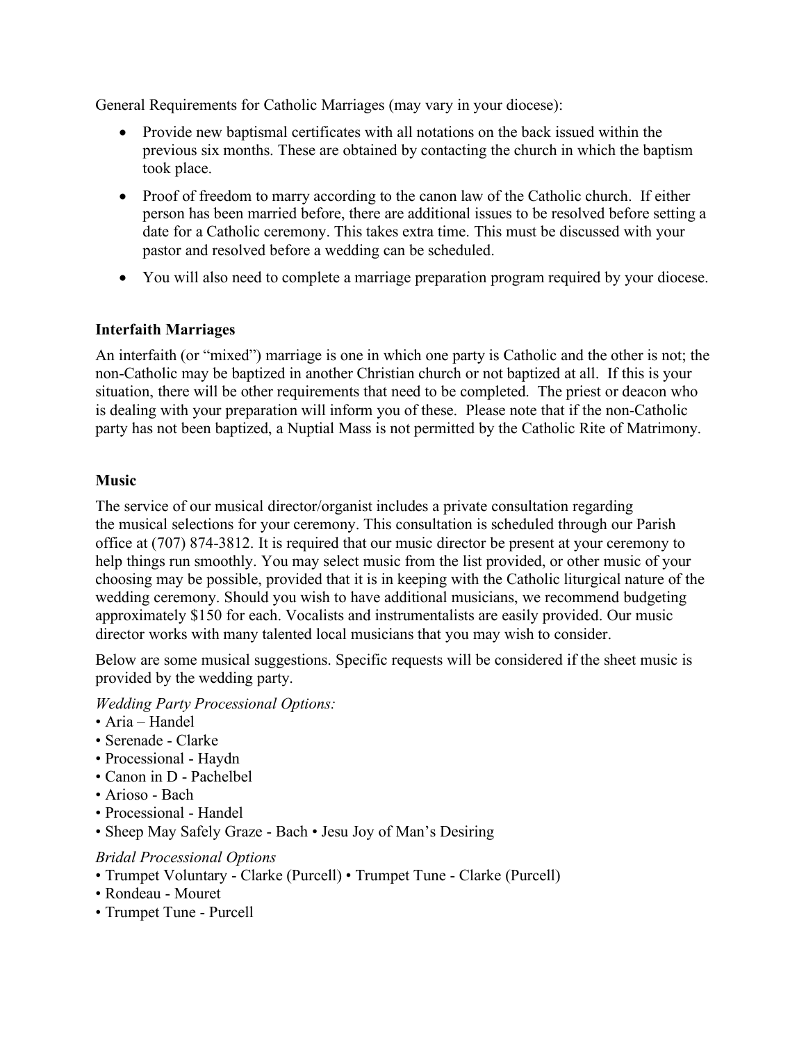General Requirements for Catholic Marriages (may vary in your diocese):

- Provide new baptismal certificates with all notations on the back issued within the previous six months. These are obtained by contacting the church in which the baptism took place.
- Proof of freedom to marry according to the canon law of the Catholic church. If either person has been married before, there are additional issues to be resolved before setting a date for a Catholic ceremony. This takes extra time. This must be discussed with your pastor and resolved before a wedding can be scheduled.
- You will also need to complete a marriage preparation program required by your diocese.

**Interfaith Marriages**

An interfaith (or "mixed") marriage is one in which one party is Catholic and the other is not; the non-Catholic may be baptized in another Christian church or not baptized at all. If this is your situation, there will be other requirements that need to be completed. The priest or deacon who is dealing with your preparation will inform you of these. Please note that if the non-Catholic party has not been baptized, a Nuptial Mass is not permitted by the Catholic Rite of Matrimony.

**Music**

The service of our musical director/organist includes a private consultation regarding the musical selections for your ceremony. This consultation is scheduled through our Parish office at (707) 874-3812. It is required that our music director be present at your ceremony to help things run smoothly. You may select music from the list provided, or other music of your choosing may be possible, provided that it is in keeping with the Catholic liturgical nature of the wedding ceremony. Should you wish to have additional musicians, we recommend budgeting approximately $150 for each. Vocalists and instrumentalists are easily provided. Our music director works with many talented local musicians that you may wish to consider.

Below are some musical suggestions. Specific requests will be considered if the sheet music is provided by the wedding party.

*Wedding Party Processional Options:*

• Aria – Handel
• Serenade - Clarke
• Processional - Haydn
• Canon in D - Pachelbel
• Arioso - Bach
• Processional - Handel
• Sheep May Safely Graze - Bach • Jesu Joy of Man's Desiring

*Bridal Processional Options*

• Trumpet Voluntary - Clarke (Purcell) • Trumpet Tune - Clarke (Purcell)
• Rondeau - Mouret
• Trumpet Tune - Purcell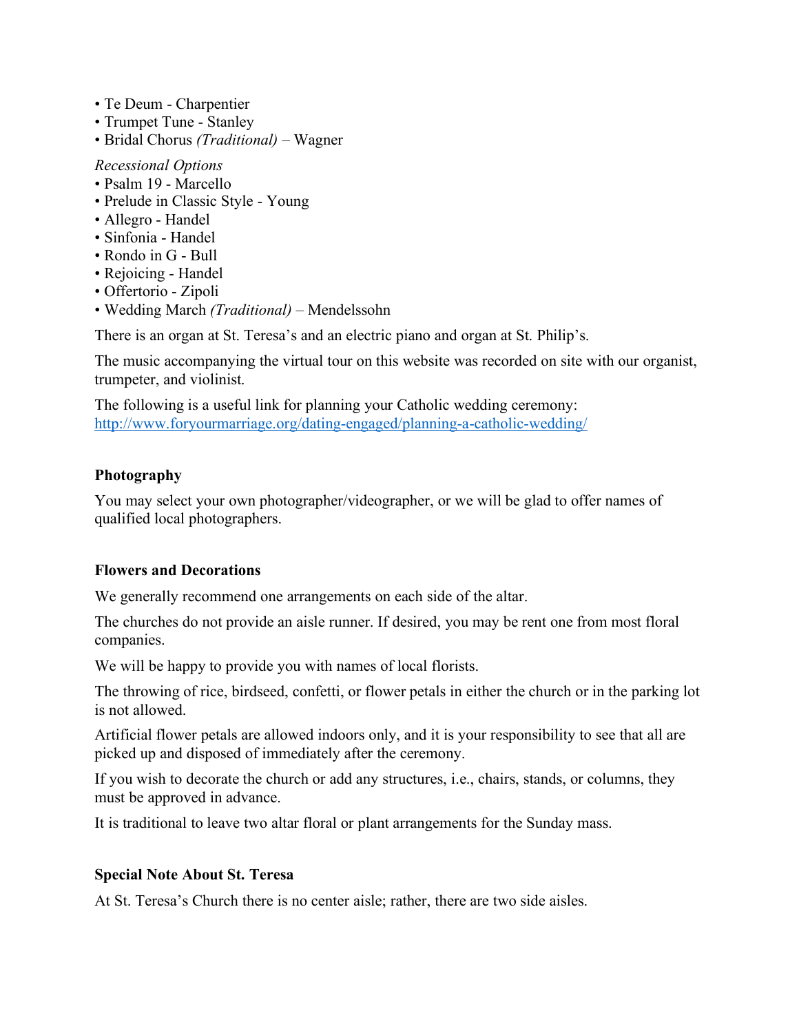- Te Deum - Charpentier
- Trumpet Tune - Stanley
- Bridal Chorus *(Traditional)* – Wagner

*Recessional Options*

- Psalm 19 - Marcello
- Prelude in Classic Style - Young
- Allegro - Handel
- Sinfonia - Handel
- Rondo in G - Bull
- Rejoicing - Handel
- Offertorio - Zipoli
- Wedding March *(Traditional)* – Mendelssohn

There is an organ at St. Teresa's and an electric piano and organ at St. Philip's.

The music accompanying the virtual tour on this website was recorded on site with our organist, trumpeter, and violinist.

The following is a useful link for planning your Catholic wedding ceremony: [http://www.foryourmarriage.org/dating-engaged/planning-a-catholic-wedding/](http://www.foryourmarriage.org/dating-engaged/planning-a-catholic-wedding/)

**Photography**

You may select your own photographer/videographer, or we will be glad to offer names of qualified local photographers.

**Flowers and Decorations**

We generally recommend one arrangements on each side of the altar.

The churches do not provide an aisle runner. If desired, you may be rent one from most floral companies.

We will be happy to provide you with names of local florists.

The throwing of rice, birdseed, confetti, or flower petals in either the church or in the parking lot is not allowed.

Artificial flower petals are allowed indoors only, and it is your responsibility to see that all are picked up and disposed of immediately after the ceremony.

If you wish to decorate the church or add any structures, i.e., chairs, stands, or columns, they must be approved in advance.

It is traditional to leave two altar floral or plant arrangements for the Sunday mass.

**Special Note About St. Teresa**

At St. Teresa's Church there is no center aisle; rather, there are two side aisles.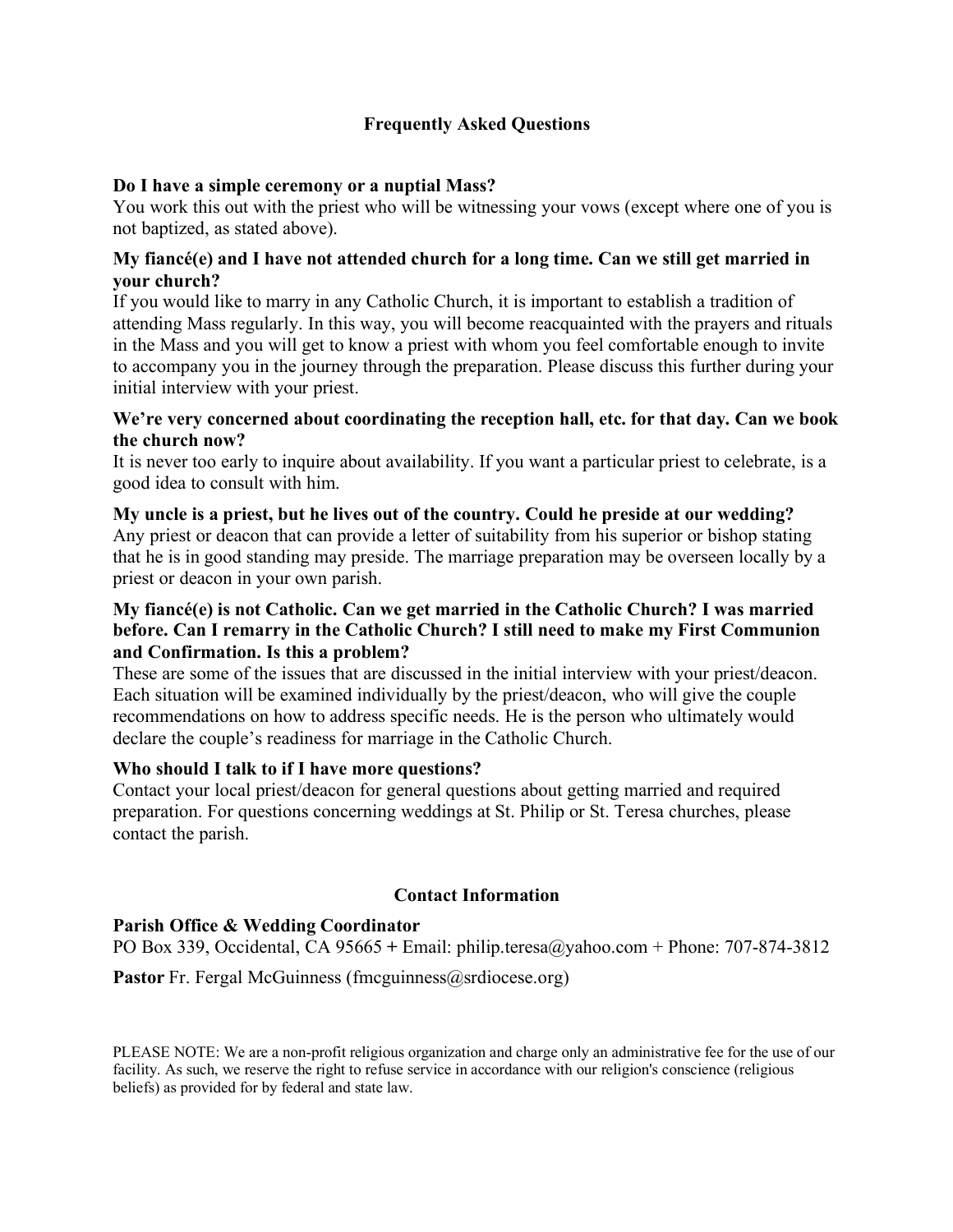## Frequently Asked Questions

**Do I have a simple ceremony or a nuptial Mass?**
You work this out with the priest who will be witnessing your vows (except where one of you is not baptized, as stated above).

**My fiancé(e) and I have not attended church for a long time. Can we still get married in your church?**
If you would like to marry in any Catholic Church, it is important to establish a tradition of attending Mass regularly. In this way, you will become reacquainted with the prayers and rituals in the Mass and you will get to know a priest with whom you feel comfortable enough to invite to accompany you in the journey through the preparation. Please discuss this further during your initial interview with your priest.

**We're very concerned about coordinating the reception hall, etc. for that day. Can we book the church now?**
It is never too early to inquire about availability. If you want a particular priest to celebrate, is a good idea to consult with him.

**My uncle is a priest, but he lives out of the country. Could he preside at our wedding?**
Any priest or deacon that can provide a letter of suitability from his superior or bishop stating that he is in good standing may preside. The marriage preparation may be overseen locally by a priest or deacon in your own parish.

**My fiancé(e) is not Catholic. Can we get married in the Catholic Church? I was married before. Can I remarry in the Catholic Church? I still need to make my First Communion and Confirmation. Is this a problem?**
These are some of the issues that are discussed in the initial interview with your priest/deacon. Each situation will be examined individually by the priest/deacon, who will give the couple recommendations on how to address specific needs. He is the person who ultimately would declare the couple's readiness for marriage in the Catholic Church.

**Who should I talk to if I have more questions?**
Contact your local priest/deacon for general questions about getting married and required preparation. For questions concerning weddings at St. Philip or St. Teresa churches, please contact the parish.

## Contact Information

**Parish Office & Wedding Coordinator**
PO Box 339, Occidental, CA 95665 + Email: philip.teresa@yahoo.com + Phone: 707-874-3812

**Pastor** Fr. Fergal McGuinness (fmcguinness@srdiocese.org)

PLEASE NOTE: We are a non-profit religious organization and charge only an administrative fee for the use of our facility. As such, we reserve the right to refuse service in accordance with our religion's conscience (religious beliefs) as provided for by federal and state law.